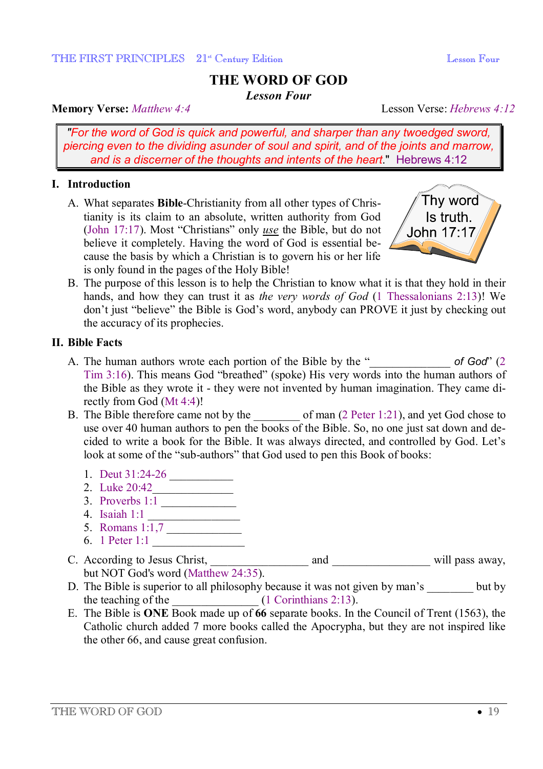# THE WORD OF GOD

***Lesson Four***

**Memory Verse:** *Matthew 4:4* Lesson Verse: *Hebrews 4:12*

> *"For the word of God is quick and powerful, and sharper than any twoedged sword, piercing even to the dividing asunder of soul and spirit, and of the joints and marrow, and is a discerner of the thoughts and intents of the heart."* Hebrews 4:12

## I. Introduction

A. What separates **Bible**-Christianity from all other types of Christianity is its claim to an absolute, written authority from God (John 17:17). Most "Christians" only ***use*** the Bible, but do not believe it completely. Having the word of God is essential because the basis by which a Christian is to govern his or her life is only found in the pages of the Holy Bible!

Thy word Is truth. John 17:17

B. The purpose of this lesson is to help the Christian to know what it is that they hold in their hands, and how they can trust it as *the very words of God* (1 Thessalonians 2:13)! We don't just "believe" the Bible is God's word, anybody can PROVE it just by checking out the accuracy of its prophecies.

## II. Bible Facts

A. The human authors wrote each portion of the Bible by the "_____________ *of God*" (2 Tim 3:16). This means God "breathed" (spoke) His very words into the human authors of the Bible as they wrote it - they were not invented by human imagination. They came directly from God (Mt 4:4)!

B. The Bible therefore came not by the ________ of man (2 Peter 1:21), and yet God chose to use over 40 human authors to pen the books of the Bible. So, no one just sat down and decided to write a book for the Bible. It was always directed, and controlled by God. Let's look at some of the "sub-authors" that God used to pen this Book of books:

1. Deut 31:24-26 ___________
2. Luke 20:42______________
3. Proverbs 1:1 _____________
4. Isaiah 1:1 ________________
5. Romans 1:1,7 _____________
6. 1 Peter 1:1 ________________

C. According to Jesus Christ, _________________ and _________________ will pass away, but NOT God's word (Matthew 24:35).

D. The Bible is superior to all philosophy because it was not given by man's ________ but by the teaching of the _______________ (1 Corinthians 2:13).

E. The Bible is **ONE** Book made up of **66** separate books. In the Council of Trent (1563), the Catholic church added 7 more books called the Apocrypha, but they are not inspired like the other 66, and cause great confusion.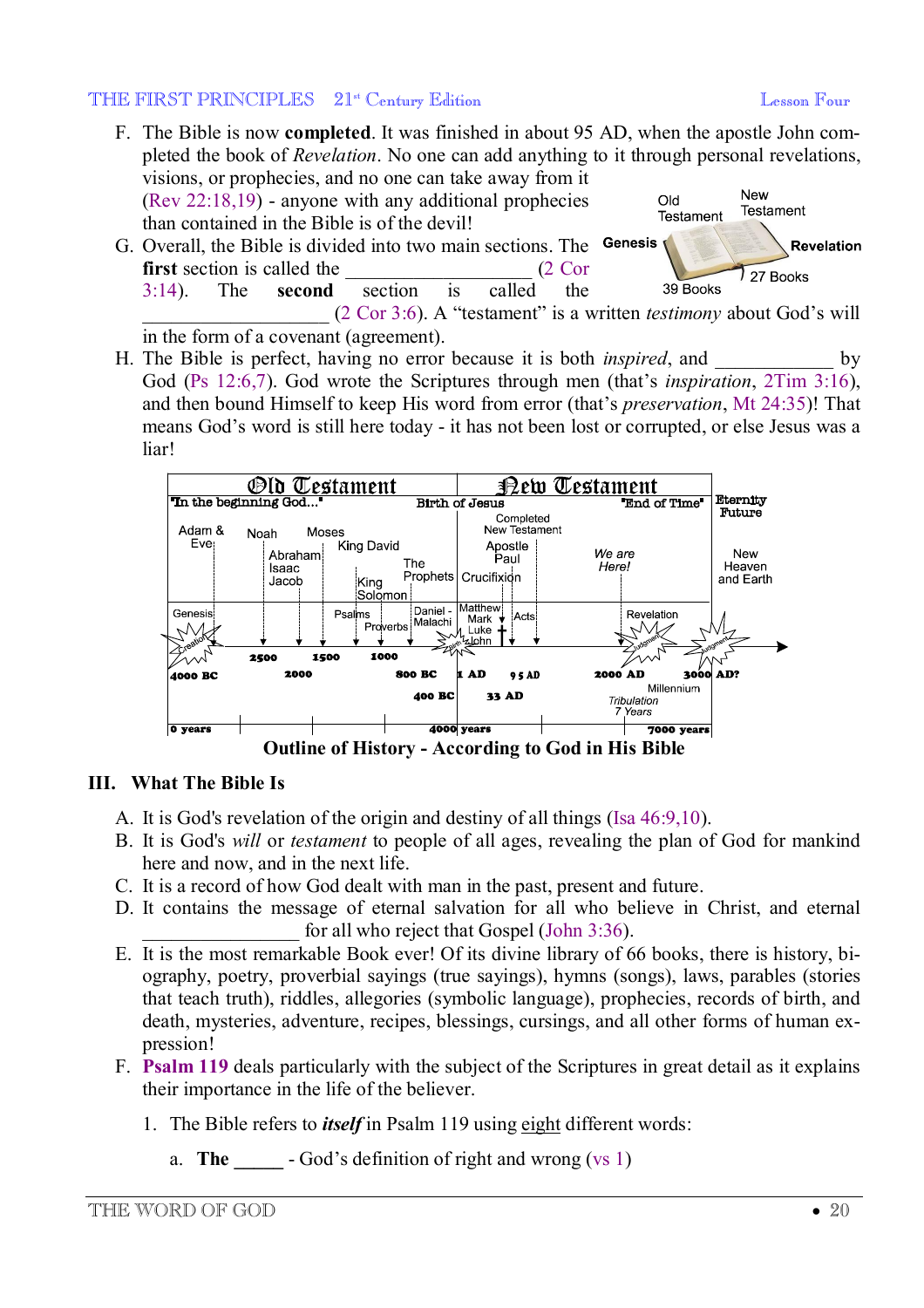F. The Bible is now **completed**. It was finished in about 95 AD, when the apostle John completed the book of *Revelation*. No one can add anything to it through personal revelations, visions, or prophecies, and no one can take away from it (Rev 22:18,19) - anyone with any additional prophecies than contained in the Bible is of the devil!

G. Overall, the Bible is divided into two main sections. The **first** section is called the ________________ (2 Cor 3:14). The **second** section is called the ________________ (2 Cor 3:6). A "testament" is a written *testimony* about God's will in the form of a covenant (agreement).

H. The Bible is perfect, having no error because it is both *inspired*, and ___________ by God (Ps 12:6,7). God wrote the Scriptures through men (that's *inspiration*, 2Tim 3:16), and then bound Himself to keep His word from error (that's *preservation*, Mt 24:35)! That means God's word is still here today - it has not been lost or corrupted, or else Jesus was a liar!

**Outline of History - According to God in His Bible**

## III. What The Bible Is

A. It is God's revelation of the origin and destiny of all things (Isa 46:9,10).

B. It is God's *will* or *testament* to people of all ages, revealing the plan of God for mankind here and now, and in the next life.

C. It is a record of how God dealt with man in the past, present and future.

D. It contains the message of eternal salvation for all who believe in Christ, and eternal ______________ for all who reject that Gospel (John 3:36).

E. It is the most remarkable Book ever! Of its divine library of 66 books, there is history, biography, poetry, proverbial sayings (true sayings), hymns (songs), laws, parables (stories that teach truth), riddles, allegories (symbolic language), prophecies, records of birth, and death, mysteries, adventure, recipes, blessings, cursings, and all other forms of human expression!

F. **Psalm 119** deals particularly with the subject of the Scriptures in great detail as it explains their importance in the life of the believer.

1. The Bible refers to ***itself*** in Psalm 119 using eight different words:

   a. **The _____** - God's definition of right and wrong (vs 1)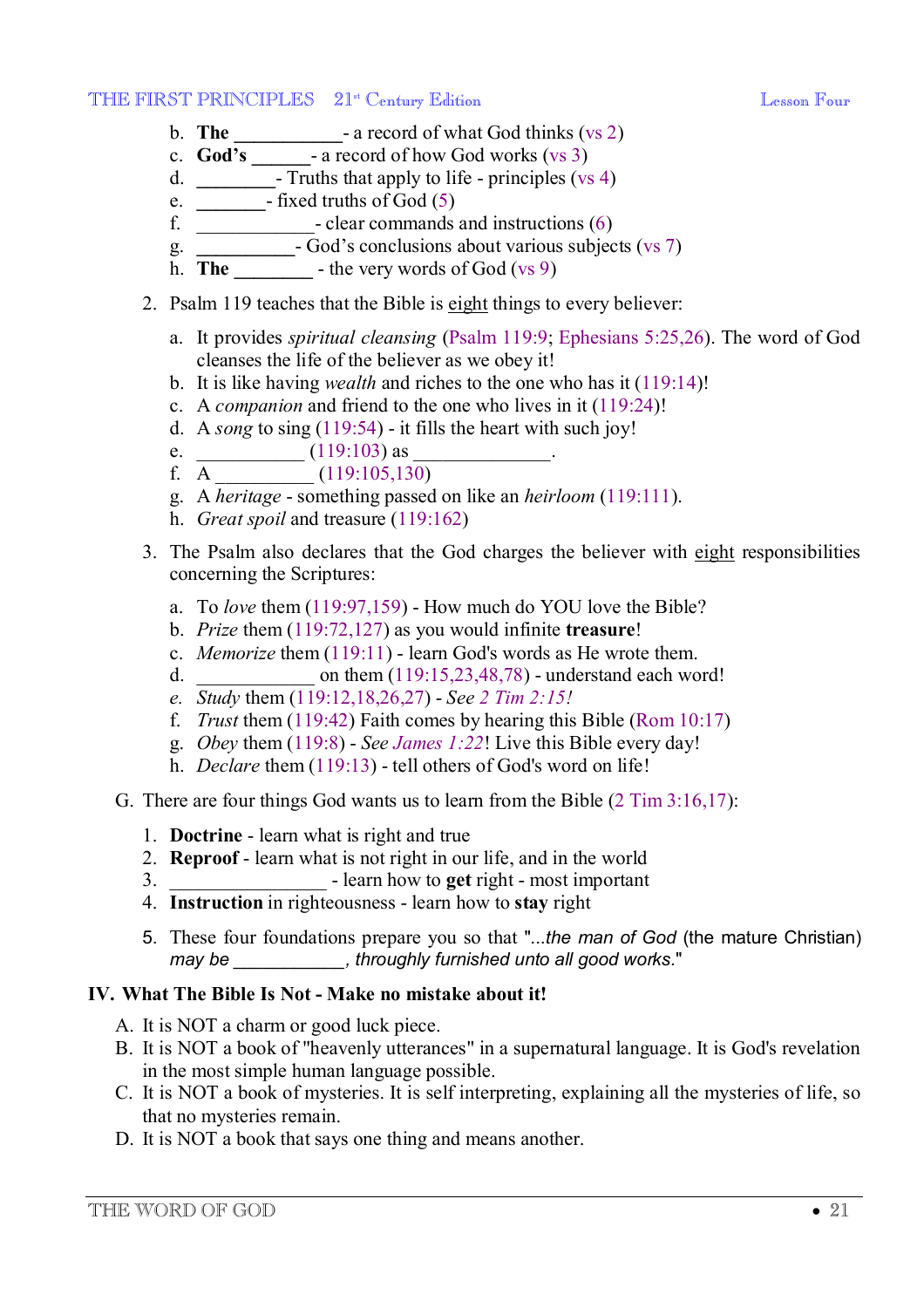b. **The** ___________- a record of what God thinks (vs 2)
c. **God's** ______- a record of how God works (vs 3)
d. ________- Truths that apply to life - principles (vs 4)
e. _______- fixed truths of God (5)
f. ____________- clear commands and instructions (6)
g. __________- God's conclusions about various subjects (vs 7)
h. **The** ________ - the very words of God (vs 9)

2. Psalm 119 teaches that the Bible is eight things to every believer:

   a. It provides *spiritual cleansing* (Psalm 119:9; Ephesians 5:25,26). The word of God cleanses the life of the believer as we obey it!
   b. It is like having *wealth* and riches to the one who has it (119:14)!
   c. A *companion* and friend to the one who lives in it (119:24)!
   d. A *song* to sing (119:54) - it fills the heart with such joy!
   e. ___________ (119:103) as ______________.
   f. A __________ (119:105,130)
   g. A *heritage* - something passed on like an *heirloom* (119:111).
   h. *Great spoil* and treasure (119:162)

3. The Psalm also declares that the God charges the believer with eight responsibilities concerning the Scriptures:

   a. To *love* them (119:97,159) - How much do YOU love the Bible?
   b. *Prize* them (119:72,127) as you would infinite **treasure**!
   c. *Memorize* them (119:11) - learn God's words as He wrote them.
   d. ____________ on them (119:15,23,48,78) - understand each word!
   e. *Study* them (119:12,18,26,27) - *See 2 Tim 2:15!*
   f. *Trust* them (119:42) Faith comes by hearing this Bible (Rom 10:17)
   g. *Obey* them (119:8) - *See James 1:22*! Live this Bible every day!
   h. *Declare* them (119:13) - tell others of God's word on life!

G. There are four things God wants us to learn from the Bible (2 Tim 3:16,17):

   1. **Doctrine** - learn what is right and true
   2. **Reproof** - learn what is not right in our life, and in the world
   3. _______________ - learn how to **get** right - most important
   4. **Instruction** in righteousness - learn how to **stay** right

   5. These four foundations prepare you so that "...*the man of God* (the mature Christian) *may be* ___________, *throughly furnished unto all good works*."

## IV. What The Bible Is Not - Make no mistake about it!

A. It is NOT a charm or good luck piece.
B. It is NOT a book of "heavenly utterances" in a supernatural language. It is God's revelation in the most simple human language possible.
C. It is NOT a book of mysteries. It is self interpreting, explaining all the mysteries of life, so that no mysteries remain.
D. It is NOT a book that says one thing and means another.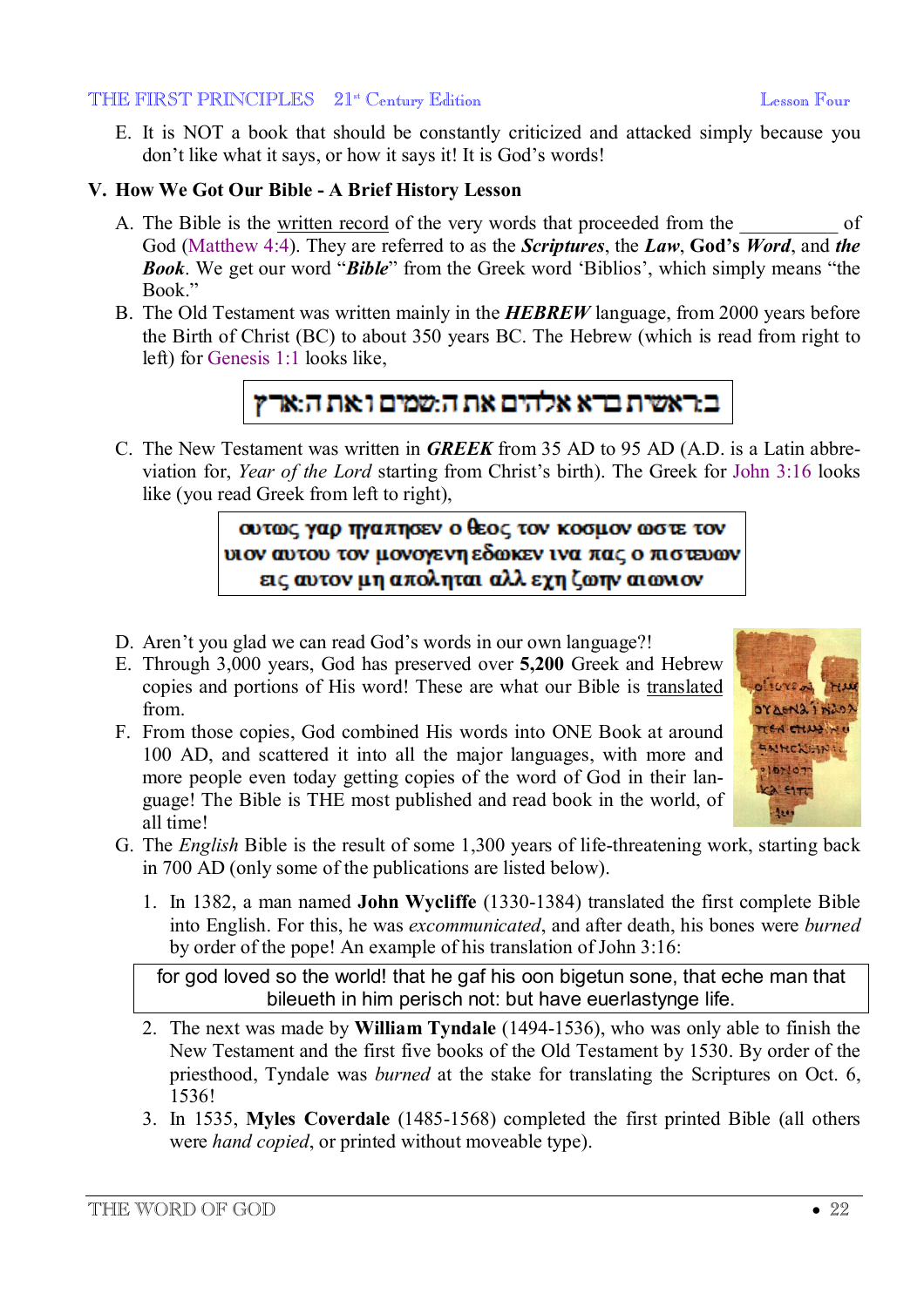E. It is NOT a book that should be constantly criticized and attacked simply because you don't like what it says, or how it says it! It is God's words!

## V. How We Got Our Bible - A Brief History Lesson

A. The Bible is the written record of the very words that proceeded from the __________ of God (Matthew 4:4). They are referred to as the ***Scriptures***, the ***Law***, **God's *Word***, and ***the Book***. We get our word "***Bible***" from the Greek word 'Biblios', which simply means "the Book."

B. The Old Testament was written mainly in the ***HEBREW*** language, from 2000 years before the Birth of Christ (BC) to about 350 years BC. The Hebrew (which is read from right to left) for Genesis 1:1 looks like,

> בראשית ברא אלהים את השמים ואת הארץ

C. The New Testament was written in ***GREEK*** from 35 AD to 95 AD (A.D. is a Latin abbreviation for, *Year of the Lord* starting from Christ's birth). The Greek for John 3:16 looks like (you read Greek from left to right),

> ουτως γαρ ηγαπησεν ο θεος τον κοσμον ωστε τον υιον αυτου τον μονογενη εδωκεν ινα πας ο πιστευων εις αυτον μη αποληται αλλ εχη ζωην αιωνιον

D. Aren't you glad we can read God's words in our own language?!

E. Through 3,000 years, God has preserved over **5,200** Greek and Hebrew copies and portions of His word! These are what our Bible is translated from.

F. From those copies, God combined His words into ONE Book at around 100 AD, and scattered it into all the major languages, with more and more people even today getting copies of the word of God in their language! The Bible is THE most published and read book in the world, of all time!

G. The *English* Bible is the result of some 1,300 years of life-threatening work, starting back in 700 AD (only some of the publications are listed below).

1. In 1382, a man named **John Wycliffe** (1330-1384) translated the first complete Bible into English. For this, he was *excommunicated*, and after death, his bones were *burned* by order of the pope! An example of his translation of John 3:16:

> for god loved so the world! that he gaf his oon bigetun sone, that eche man that bileueth in him perisch not: but have euerlastynge life.

2. The next was made by **William Tyndale** (1494-1536), who was only able to finish the New Testament and the first five books of the Old Testament by 1530. By order of the priesthood, Tyndale was *burned* at the stake for translating the Scriptures on Oct. 6, 1536!

3. In 1535, **Myles Coverdale** (1485-1568) completed the first printed Bible (all others were *hand copied*, or printed without moveable type).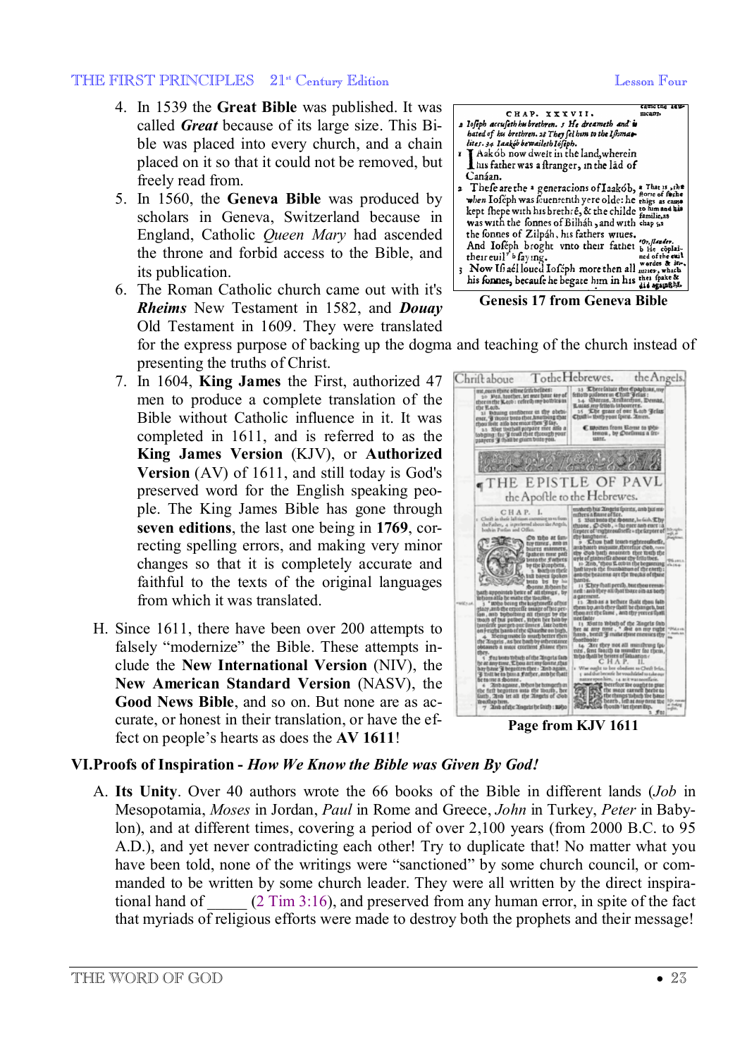4. In 1539 the **Great Bible** was published. It was called ***Great*** because of its large size. This Bible was placed into every church, and a chain placed on it so that it could not be removed, but freely read from.
5. In 1560, the **Geneva Bible** was produced by scholars in Geneva, Switzerland because in England, Catholic *Queen Mary* had ascended the throne and forbid access to the Bible, and its publication.
6. The Roman Catholic church came out with it's ***Rheims*** New Testament in 1582, and ***Douay*** Old Testament in 1609. They were translated for the express purpose of backing up the dogma and teaching of the church instead of presenting the truths of Christ.
7. In 1604, **King James** the First, authorized 47 men to produce a complete translation of the Bible without Catholic influence in it. It was completed in 1611, and is referred to as the **King James Version** (KJV), or **Authorized Version** (AV) of 1611, and still today is God's preserved word for the English speaking people. The King James Bible has gone through **seven editions**, the last one being in **1769**, correcting spelling errors, and making very minor changes so that it is completely accurate and faithful to the texts of the original languages from which it was translated.

**Genesis 17 from Geneva Bible**

**Page from KJV 1611**

H. Since 1611, there have been over 200 attempts to falsely "modernize" the Bible. These attempts include the **New International Version** (NIV), the **New American Standard Version** (NASV), the **Good News Bible**, and so on. But none are as accurate, or honest in their translation, or have the effect on people's hearts as does the **AV 1611**!

## VI. Proofs of Inspiration - *How We Know the Bible was Given By God!*

A. **Its Unity**. Over 40 authors wrote the 66 books of the Bible in different lands (*Job* in Mesopotamia, *Moses* in Jordan, *Paul* in Rome and Greece, *John* in Turkey, *Peter* in Babylon), and at different times, covering a period of over 2,100 years (from 2000 B.C. to 95 A.D.), and yet never contradicting each other! Try to duplicate that! No matter what you have been told, none of the writings were "sanctioned" by some church council, or commanded to be written by some church leader. They were all written by the direct inspirational hand of _____ (2 Tim 3:16), and preserved from any human error, in spite of the fact that myriads of religious efforts were made to destroy both the prophets and their message!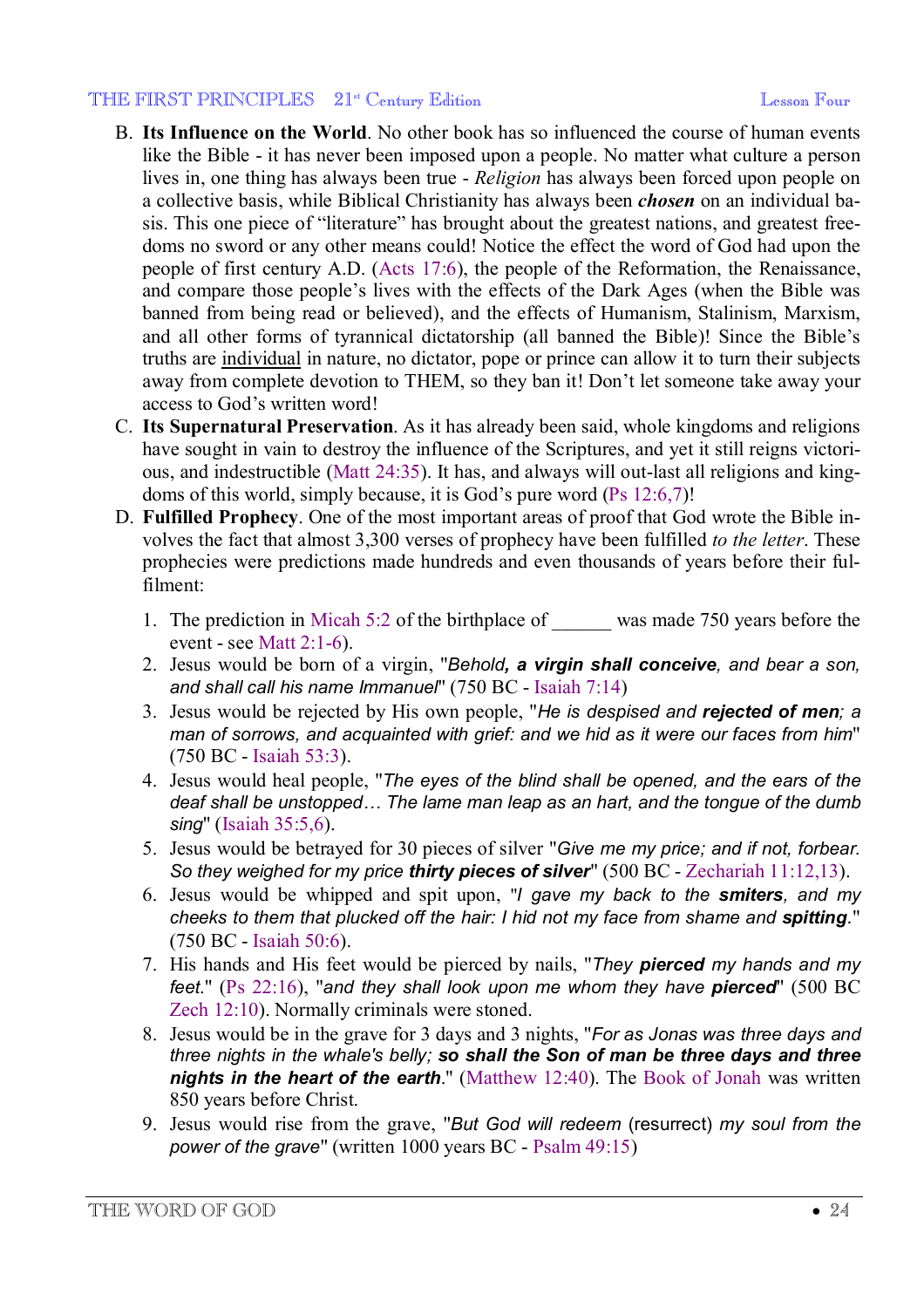B. **Its Influence on the World**. No other book has so influenced the course of human events like the Bible - it has never been imposed upon a people. No matter what culture a person lives in, one thing has always been true - *Religion* has always been forced upon people on a collective basis, while Biblical Christianity has always been ***chosen*** on an individual basis. This one piece of "literature" has brought about the greatest nations, and greatest freedoms no sword or any other means could! Notice the effect the word of God had upon the people of first century A.D. (Acts 17:6), the people of the Reformation, the Renaissance, and compare those people's lives with the effects of the Dark Ages (when the Bible was banned from being read or believed), and the effects of Humanism, Stalinism, Marxism, and all other forms of tyrannical dictatorship (all banned the Bible)! Since the Bible's truths are <u>individual</u> in nature, no dictator, pope or prince can allow it to turn their subjects away from complete devotion to THEM, so they ban it! Don't let someone take away your access to God's written word!

C. **Its Supernatural Preservation**. As it has already been said, whole kingdoms and religions have sought in vain to destroy the influence of the Scriptures, and yet it still reigns victorious, and indestructible (Matt 24:35). It has, and always will out-last all religions and kingdoms of this world, simply because, it is God's pure word (Ps 12:6,7)!

D. **Fulfilled Prophecy**. One of the most important areas of proof that God wrote the Bible involves the fact that almost 3,300 verses of prophecy have been fulfilled *to the letter*. These prophecies were predictions made hundreds and even thousands of years before their fulfilment:

1. The prediction in Micah 5:2 of the birthplace of ______ was made 750 years before the event - see Matt 2:1-6).
2. Jesus would be born of a virgin, "*Behold, **a virgin shall conceive**, and bear a son, and shall call his name Immanuel*" (750 BC - Isaiah 7:14)
3. Jesus would be rejected by His own people, "*He is despised and **rejected of men**; a man of sorrows, and acquainted with grief: and we hid as it were our faces from him*" (750 BC - Isaiah 53:3).
4. Jesus would heal people, "*The eyes of the blind shall be opened, and the ears of the deaf shall be unstopped… The lame man leap as an hart, and the tongue of the dumb sing*" (Isaiah 35:5,6).
5. Jesus would be betrayed for 30 pieces of silver "*Give me my price; and if not, forbear. So they weighed for my price **thirty pieces of silver***" (500 BC - Zechariah 11:12,13).
6. Jesus would be whipped and spit upon, "*I gave my back to the **smiters**, and my cheeks to them that plucked off the hair: I hid not my face from shame and **spitting**.*" (750 BC - Isaiah 50:6).
7. His hands and His feet would be pierced by nails, "*They **pierced** my hands and my feet.*" (Ps 22:16), "*and they shall look upon me whom they have **pierced***" (500 BC Zech 12:10). Normally criminals were stoned.
8. Jesus would be in the grave for 3 days and 3 nights, "*For as Jonas was three days and three nights in the whale's belly; **so shall the Son of man be three days and three nights in the heart of the earth***." (Matthew 12:40). The Book of Jonah was written 850 years before Christ.
9. Jesus would rise from the grave, "*But God will redeem* (resurrect) *my soul from the power of the grave*" (written 1000 years BC - Psalm 49:15)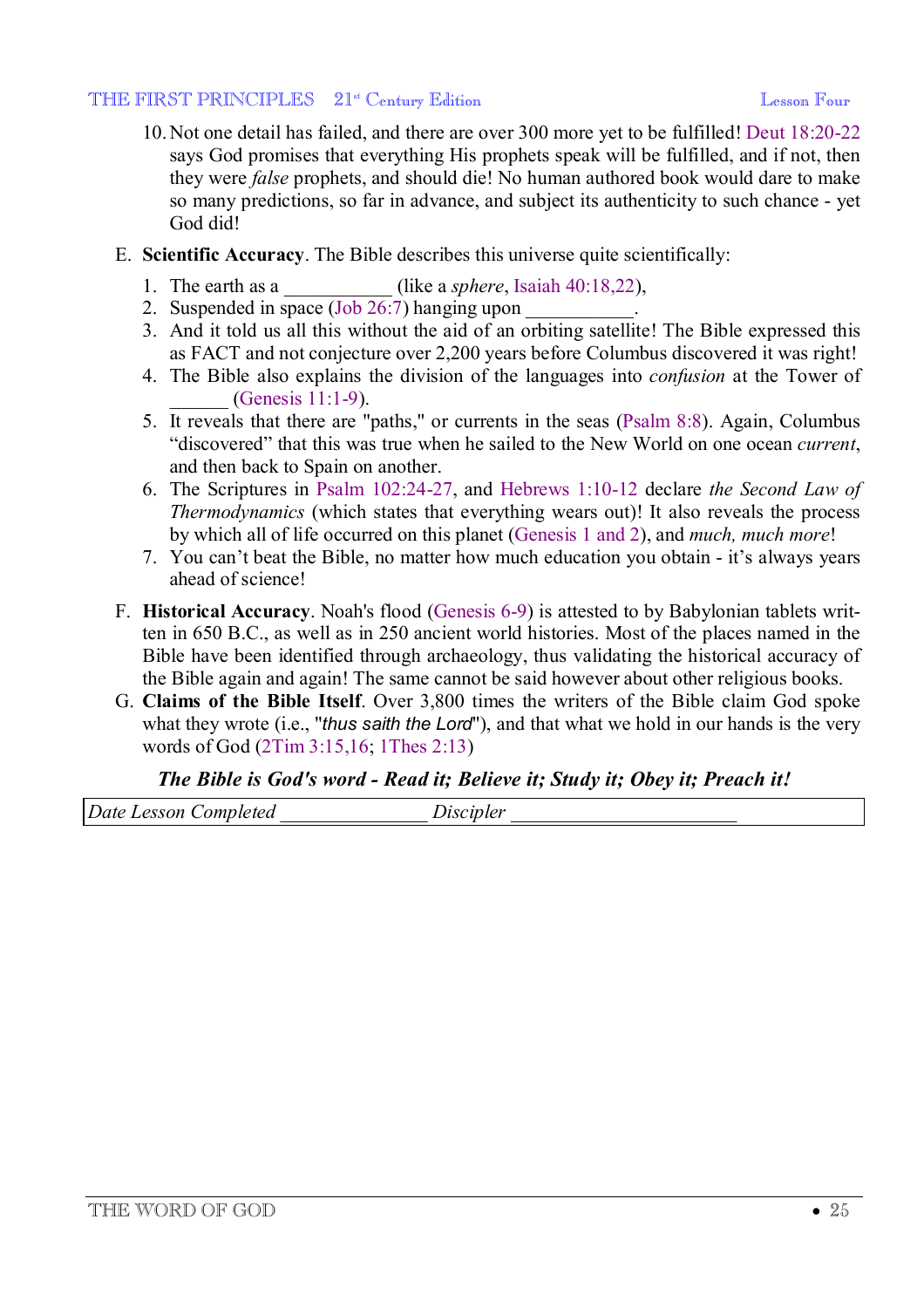10. Not one detail has failed, and there are over 300 more yet to be fulfilled! Deut 18:20-22 says God promises that everything His prophets speak will be fulfilled, and if not, then they were *false* prophets, and should die! No human authored book would dare to make so many predictions, so far in advance, and subject its authenticity to such chance - yet God did!

E. **Scientific Accuracy**. The Bible describes this universe quite scientifically:

1. The earth as a ___________ (like a *sphere*, Isaiah 40:18,22),
2. Suspended in space (Job 26:7) hanging upon ___________.
3. And it told us all this without the aid of an orbiting satellite! The Bible expressed this as FACT and not conjecture over 2,200 years before Columbus discovered it was right!
4. The Bible also explains the division of the languages into *confusion* at the Tower of ______ (Genesis 11:1-9).
5. It reveals that there are "paths," or currents in the seas (Psalm 8:8). Again, Columbus "discovered" that this was true when he sailed to the New World on one ocean *current*, and then back to Spain on another.
6. The Scriptures in Psalm 102:24-27, and Hebrews 1:10-12 declare *the Second Law of Thermodynamics* (which states that everything wears out)! It also reveals the process by which all of life occurred on this planet (Genesis 1 and 2), and *much, much more*!
7. You can't beat the Bible, no matter how much education you obtain - it's always years ahead of science!

F. **Historical Accuracy**. Noah's flood (Genesis 6-9) is attested to by Babylonian tablets written in 650 B.C., as well as in 250 ancient world histories. Most of the places named in the Bible have been identified through archaeology, thus validating the historical accuracy of the Bible again and again! The same cannot be said however about other religious books.

G. **Claims of the Bible Itself**. Over 3,800 times the writers of the Bible claim God spoke what they wrote (i.e., "*thus saith the Lord*"), and that what we hold in our hands is the very words of God (2Tim 3:15,16; 1Thes 2:13)

***The Bible is God's word - Read it; Believe it; Study it; Obey it; Preach it!***

*Date Lesson Completed* _______________ *Discipler* ________________________